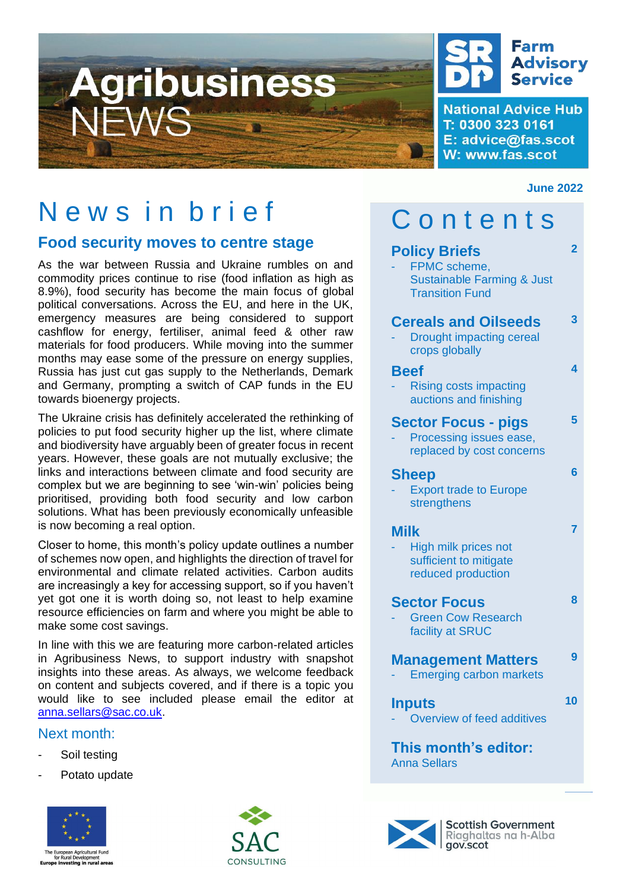# Agribusiness NEWS

**Farm Advisory Service**

**National Advice Hub**
**T: 0300 323 0161**
**E: advice@fas.scot**
**W: www.fas.scot**

**June 2022**

# News in brief

## Food security moves to centre stage

As the war between Russia and Ukraine rumbles on and commodity prices continue to rise (food inflation as high as 8.9%), food security has become the main focus of global political conversations. Across the EU, and here in the UK, emergency measures are being considered to support cashflow for energy, fertiliser, animal feed & other raw materials for food producers. While moving into the summer months may ease some of the pressure on energy supplies, Russia has just cut gas supply to the Netherlands, Demark and Germany, prompting a switch of CAP funds in the EU towards bioenergy projects.

The Ukraine crisis has definitely accelerated the rethinking of policies to put food security higher up the list, where climate and biodiversity have arguably been of greater focus in recent years. However, these goals are not mutually exclusive; the links and interactions between climate and food security are complex but we are beginning to see 'win-win' policies being prioritised, providing both food security and low carbon solutions. What has been previously economically unfeasible is now becoming a real option.

Closer to home, this month's policy update outlines a number of schemes now open, and highlights the direction of travel for environmental and climate related activities. Carbon audits are increasingly a key for accessing support, so if you haven't yet got one it is worth doing so, not least to help examine resource efficiencies on farm and where you might be able to make some cost savings.

In line with this we are featuring more carbon-related articles in Agribusiness News, to support industry with snapshot insights into these areas. As always, we welcome feedback on content and subjects covered, and if there is a topic you would like to see included please email the editor at anna.sellars@sac.co.uk.

### Next month:

- Soil testing
- Potato update

# Contents

**Policy Briefs** — 2
- FPMC scheme, Sustainable Farming & Just Transition Fund

**Cereals and Oilseeds** — 3
- Drought impacting cereal crops globally

**Beef** — 4
- Rising costs impacting auctions and finishing

**Sector Focus - pigs** — 5
- Processing issues ease, replaced by cost concerns

**Sheep** — 6
- Export trade to Europe strengthens

**Milk** — 7
- High milk prices not sufficient to mitigate reduced production

**Sector Focus** — 8
- Green Cow Research facility at SRUC

**Management Matters** — 9
- Emerging carbon markets

**Inputs** — 10
- Overview of feed additives

**This month's editor:**
Anna Sellars

The European Agricultural Fund for Rural Development
Europe investing in rural areas

SAC CONSULTING

Scottish Government
Riaghaltas na h-Alba
gov.scot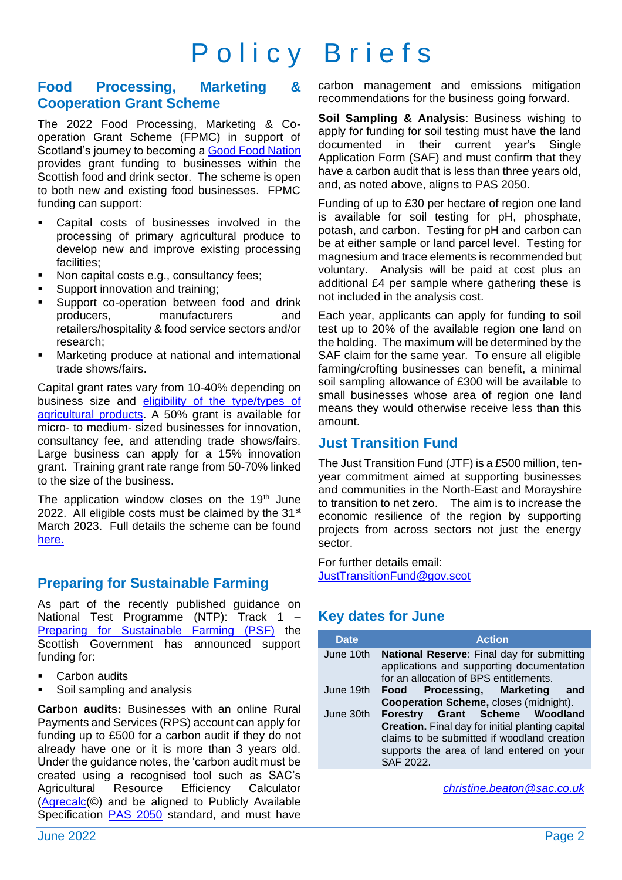# Policy Briefs

## Food Processing, Marketing & Cooperation Grant Scheme

The 2022 Food Processing, Marketing & Co-operation Grant Scheme (FPMC) in support of Scotland's journey to becoming a Good Food Nation provides grant funding to businesses within the Scottish food and drink sector. The scheme is open to both new and existing food businesses. FPMC funding can support:

- Capital costs of businesses involved in the processing of primary agricultural produce to develop new and improve existing processing facilities;
- Non capital costs e.g., consultancy fees;
- Support innovation and training;
- Support co-operation between food and drink producers, manufacturers and retailers/hospitality & food service sectors and/or research;
- Marketing produce at national and international trade shows/fairs.

Capital grant rates vary from 10-40% depending on business size and eligibility of the type/types of agricultural products. A 50% grant is available for micro- to medium- sized businesses for innovation, consultancy fee, and attending trade shows/fairs. Large business can apply for a 15% innovation grant. Training grant rate range from 50-70% linked to the size of the business.

The application window closes on the 19th June 2022. All eligible costs must be claimed by the 31st March 2023. Full details the scheme can be found here.

## Preparing for Sustainable Farming

As part of the recently published guidance on National Test Programme (NTP): Track 1 – Preparing for Sustainable Farming (PSF) the Scottish Government has announced support funding for:

- Carbon audits
- Soil sampling and analysis

**Carbon audits:** Businesses with an online Rural Payments and Services (RPS) account can apply for funding up to £500 for a carbon audit if they do not already have one or it is more than 3 years old. Under the guidance notes, the 'carbon audit must be created using a recognised tool such as SAC's Agricultural Resource Efficiency Calculator (Agrecalc(©) and be aligned to Publicly Available Specification PAS 2050 standard, and must have carbon management and emissions mitigation recommendations for the business going forward.

**Soil Sampling & Analysis**: Business wishing to apply for funding for soil testing must have the land documented in their current year's Single Application Form (SAF) and must confirm that they have a carbon audit that is less than three years old, and, as noted above, aligns to PAS 2050.

Funding of up to £30 per hectare of region one land is available for soil testing for pH, phosphate, potash, and carbon. Testing for pH and carbon can be at either sample or land parcel level. Testing for magnesium and trace elements is recommended but voluntary. Analysis will be paid at cost plus an additional £4 per sample where gathering these is not included in the analysis cost.

Each year, applicants can apply for funding to soil test up to 20% of the available region one land on the holding. The maximum will be determined by the SAF claim for the same year. To ensure all eligible farming/crofting businesses can benefit, a minimal soil sampling allowance of £300 will be available to small businesses whose area of region one land means they would otherwise receive less than this amount.

## Just Transition Fund

The Just Transition Fund (JTF) is a £500 million, ten-year commitment aimed at supporting businesses and communities in the North-East and Morayshire to transition to net zero. The aim is to increase the economic resilience of the region by supporting projects from across sectors not just the energy sector.

For further details email:
JustTransitionFund@gov.scot

## Key dates for June

| Date | Action |
|---|---|
| June 10th | **National Reserve**: Final day for submitting applications and supporting documentation for an allocation of BPS entitlements. |
| June 19th | **Food Processing, Marketing and Cooperation Scheme,** closes (midnight). |
| June 30th | **Forestry Grant Scheme Woodland Creation.** Final day for initial planting capital claims to be submitted if woodland creation supports the area of land entered on your SAF 2022. |

*christine.beaton@sac.co.uk*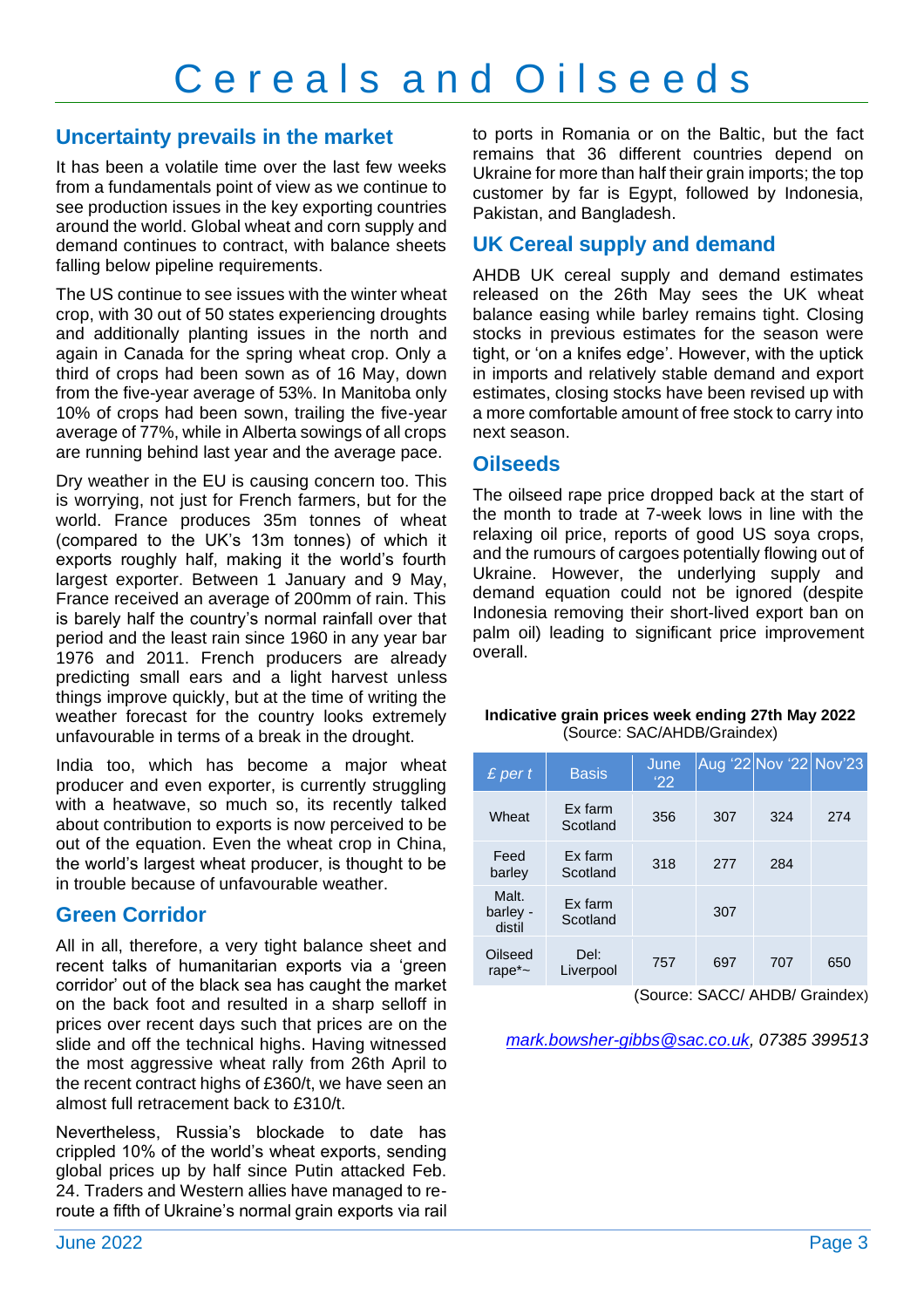# Cereals and Oilseeds

## Uncertainty prevails in the market

It has been a volatile time over the last few weeks from a fundamentals point of view as we continue to see production issues in the key exporting countries around the world. Global wheat and corn supply and demand continues to contract, with balance sheets falling below pipeline requirements.

The US continue to see issues with the winter wheat crop, with 30 out of 50 states experiencing droughts and additionally planting issues in the north and again in Canada for the spring wheat crop. Only a third of crops had been sown as of 16 May, down from the five-year average of 53%. In Manitoba only 10% of crops had been sown, trailing the five-year average of 77%, while in Alberta sowings of all crops are running behind last year and the average pace.

Dry weather in the EU is causing concern too. This is worrying, not just for French farmers, but for the world. France produces 35m tonnes of wheat (compared to the UK's 13m tonnes) of which it exports roughly half, making it the world's fourth largest exporter. Between 1 January and 9 May, France received an average of 200mm of rain. This is barely half the country's normal rainfall over that period and the least rain since 1960 in any year bar 1976 and 2011. French producers are already predicting small ears and a light harvest unless things improve quickly, but at the time of writing the weather forecast for the country looks extremely unfavourable in terms of a break in the drought.

India too, which has become a major wheat producer and even exporter, is currently struggling with a heatwave, so much so, its recently talked about contribution to exports is now perceived to be out of the equation. Even the wheat crop in China, the world's largest wheat producer, is thought to be in trouble because of unfavourable weather.

## Green Corridor

All in all, therefore, a very tight balance sheet and recent talks of humanitarian exports via a 'green corridor' out of the black sea has caught the market on the back foot and resulted in a sharp selloff in prices over recent days such that prices are on the slide and off the technical highs. Having witnessed the most aggressive wheat rally from 26th April to the recent contract highs of £360/t, we have seen an almost full retracement back to £310/t.

Nevertheless, Russia's blockade to date has crippled 10% of the world's wheat exports, sending global prices up by half since Putin attacked Feb. 24. Traders and Western allies have managed to re-route a fifth of Ukraine's normal grain exports via rail to ports in Romania or on the Baltic, but the fact remains that 36 different countries depend on Ukraine for more than half their grain imports; the top customer by far is Egypt, followed by Indonesia, Pakistan, and Bangladesh.

## UK Cereal supply and demand

AHDB UK cereal supply and demand estimates released on the 26th May sees the UK wheat balance easing while barley remains tight. Closing stocks in previous estimates for the season were tight, or 'on a knifes edge'. However, with the uptick in imports and relatively stable demand and export estimates, closing stocks have been revised up with a more comfortable amount of free stock to carry into next season.

## Oilseeds

The oilseed rape price dropped back at the start of the month to trade at 7-week lows in line with the relaxing oil price, reports of good US soya crops, and the rumours of cargoes potentially flowing out of Ukraine. However, the underlying supply and demand equation could not be ignored (despite Indonesia removing their short-lived export ban on palm oil) leading to significant price improvement overall.

**Indicative grain prices week ending 27th May 2022**
(Source: SAC/AHDB/Graindex)

| *£ per t* | Basis | June '22 | Aug '22 | Nov '22 | Nov'23 |
|---|---|---|---|---|---|
| Wheat | Ex farm Scotland | 356 | 307 | 324 | 274 |
| Feed barley | Ex farm Scotland | 318 | 277 | 284 | |
| Malt. barley - distil | Ex farm Scotland | | 307 | | |
| Oilseed rape*~ | Del: Liverpool | 757 | 697 | 707 | 650 |

(Source: SACC/ AHDB/ Graindex)

*mark.bowsher-gibbs@sac.co.uk, 07385 399513*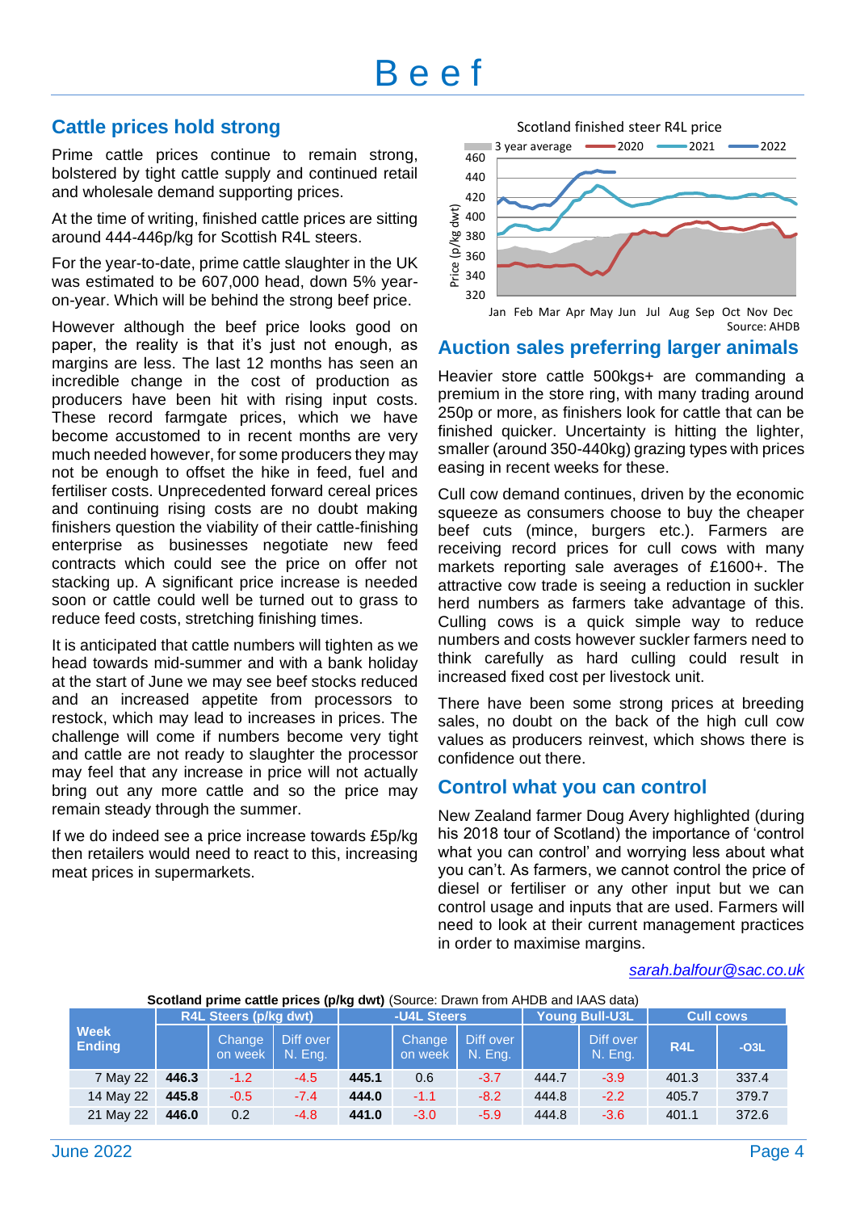# Beef

## Cattle prices hold strong

Prime cattle prices continue to remain strong, bolstered by tight cattle supply and continued retail and wholesale demand supporting prices.

At the time of writing, finished cattle prices are sitting around 444-446p/kg for Scottish R4L steers.

For the year-to-date, prime cattle slaughter in the UK was estimated to be 607,000 head, down 5% year-on-year. Which will be behind the strong beef price.

However although the beef price looks good on paper, the reality is that it's just not enough, as margins are less. The last 12 months has seen an incredible change in the cost of production as producers have been hit with rising input costs. These record farmgate prices, which we have become accustomed to in recent months are very much needed however, for some producers they may not be enough to offset the hike in feed, fuel and fertiliser costs. Unprecedented forward cereal prices and continuing rising costs are no doubt making finishers question the viability of their cattle-finishing enterprise as businesses negotiate new feed contracts which could see the price on offer not stacking up. A significant price increase is needed soon or cattle could well be turned out to grass to reduce feed costs, stretching finishing times.

It is anticipated that cattle numbers will tighten as we head towards mid-summer and with a bank holiday at the start of June we may see beef stocks reduced and an increased appetite from processors to restock, which may lead to increases in prices. The challenge will come if numbers become very tight and cattle are not ready to slaughter the processor may feel that any increase in price will not actually bring out any more cattle and so the price may remain steady through the summer.

If we do indeed see a price increase towards £5p/kg then retailers would need to react to this, increasing meat prices in supermarkets.

Scotland finished steer R4L price

Source: AHDB

## Auction sales preferring larger animals

Heavier store cattle 500kgs+ are commanding a premium in the store ring, with many trading around 250p or more, as finishers look for cattle that can be finished quicker. Uncertainty is hitting the lighter, smaller (around 350-440kg) grazing types with prices easing in recent weeks for these.

Cull cow demand continues, driven by the economic squeeze as consumers choose to buy the cheaper beef cuts (mince, burgers etc.). Farmers are receiving record prices for cull cows with many markets reporting sale averages of £1600+. The attractive cow trade is seeing a reduction in suckler herd numbers as farmers take advantage of this. Culling cows is a quick simple way to reduce numbers and costs however suckler farmers need to think carefully as hard culling could result in increased fixed cost per livestock unit.

There have been some strong prices at breeding sales, no doubt on the back of the high cull cow values as producers reinvest, which shows there is confidence out there.

## Control what you can control

New Zealand farmer Doug Avery highlighted (during his 2018 tour of Scotland) the importance of 'control what you can control' and worrying less about what you can't. As farmers, we cannot control the price of diesel or fertiliser or any other input but we can control usage and inputs that are used. Farmers will need to look at their current management practices in order to maximise margins.

*sarah.balfour@sac.co.uk*

**Scotland prime cattle prices (p/kg dwt)** (Source: Drawn from AHDB and IAAS data)

| Week Ending | R4L Steers (p/kg dwt) | | | -U4L Steers | | | Young Bull-U3L | | Cull cows | |
|---|---|---|---|---|---|---|---|---|---|---|
| | | Change on week | Diff over N. Eng. | | Change on week | Diff over N. Eng. | | Diff over N. Eng. | R4L | -O3L |
| 7 May 22 | **446.3** | -1.2 | -4.5 | **445.1** | 0.6 | -3.7 | 444.7 | -3.9 | 401.3 | 337.4 |
| 14 May 22 | **445.8** | -0.5 | -7.4 | **444.0** | -1.1 | -8.2 | 444.8 | -2.2 | 405.7 | 379.7 |
| 21 May 22 | **446.0** | 0.2 | -4.8 | **441.0** | -3.0 | -5.9 | 444.8 | -3.6 | 401.1 | 372.6 |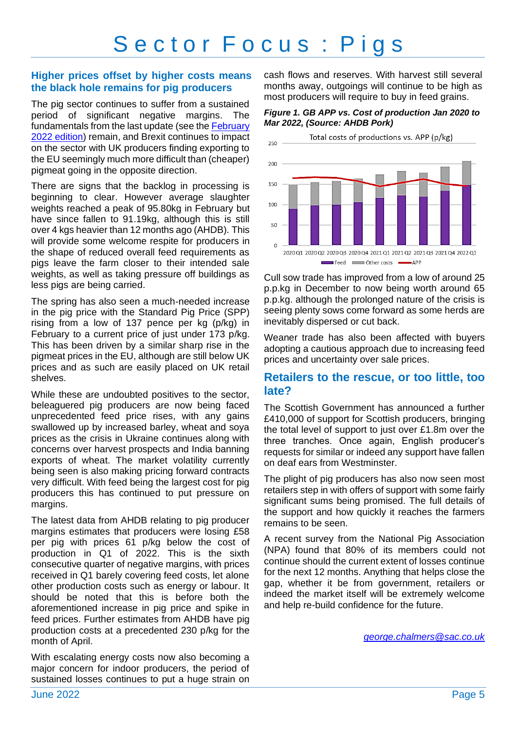# Sector Focus : Pigs

## Higher prices offset by higher costs means the black hole remains for pig producers

The pig sector continues to suffer from a sustained period of significant negative margins. The fundamentals from the last update (see the February 2022 edition) remain, and Brexit continues to impact on the sector with UK producers finding exporting to the EU seemingly much more difficult than (cheaper) pigmeat going in the opposite direction.

There are signs that the backlog in processing is beginning to clear. However average slaughter weights reached a peak of 95.80kg in February but have since fallen to 91.19kg, although this is still over 4 kgs heavier than 12 months ago (AHDB). This will provide some welcome respite for producers in the shape of reduced overall feed requirements as pigs leave the farm closer to their intended sale weights, as well as taking pressure off buildings as less pigs are being carried.

The spring has also seen a much-needed increase in the pig price with the Standard Pig Price (SPP) rising from a low of 137 pence per kg (p/kg) in February to a current price of just under 173 p/kg. This has been driven by a similar sharp rise in the pigmeat prices in the EU, although are still below UK prices and as such are easily placed on UK retail shelves.

While these are undoubted positives to the sector, beleaguered pig producers are now being faced unprecedented feed price rises, with any gains swallowed up by increased barley, wheat and soya prices as the crisis in Ukraine continues along with concerns over harvest prospects and India banning exports of wheat. The market volatility currently being seen is also making pricing forward contracts very difficult. With feed being the largest cost for pig producers this has continued to put pressure on margins.

The latest data from AHDB relating to pig producer margins estimates that producers were losing £58 per pig with prices 61 p/kg below the cost of production in Q1 of 2022. This is the sixth consecutive quarter of negative margins, with prices received in Q1 barely covering feed costs, let alone other production costs such as energy or labour. It should be noted that this is before both the aforementioned increase in pig price and spike in feed prices. Further estimates from AHDB have pig production costs at a precedented 230 p/kg for the month of April.

With escalating energy costs now also becoming a major concern for indoor producers, the period of sustained losses continues to put a huge strain on cash flows and reserves. With harvest still several months away, outgoings will continue to be high as most producers will require to buy in feed grains.

***Figure 1. GB APP vs. Cost of production Jan 2020 to Mar 2022, (Source: AHDB Pork)***

Cull sow trade has improved from a low of around 25 p.p.kg in December to now being worth around 65 p.p.kg. although the prolonged nature of the crisis is seeing plenty sows come forward as some herds are inevitably dispersed or cut back.

Weaner trade has also been affected with buyers adopting a cautious approach due to increasing feed prices and uncertainty over sale prices.

## Retailers to the rescue, or too little, too late?

The Scottish Government has announced a further £410,000 of support for Scottish producers, bringing the total level of support to just over £1.8m over the three tranches. Once again, English producer's requests for similar or indeed any support have fallen on deaf ears from Westminster.

The plight of pig producers has also now seen most retailers step in with offers of support with some fairly significant sums being promised. The full details of the support and how quickly it reaches the farmers remains to be seen.

A recent survey from the National Pig Association (NPA) found that 80% of its members could not continue should the current extent of losses continue for the next 12 months. Anything that helps close the gap, whether it be from government, retailers or indeed the market itself will be extremely welcome and help re-build confidence for the future.

*george.chalmers@sac.co.uk*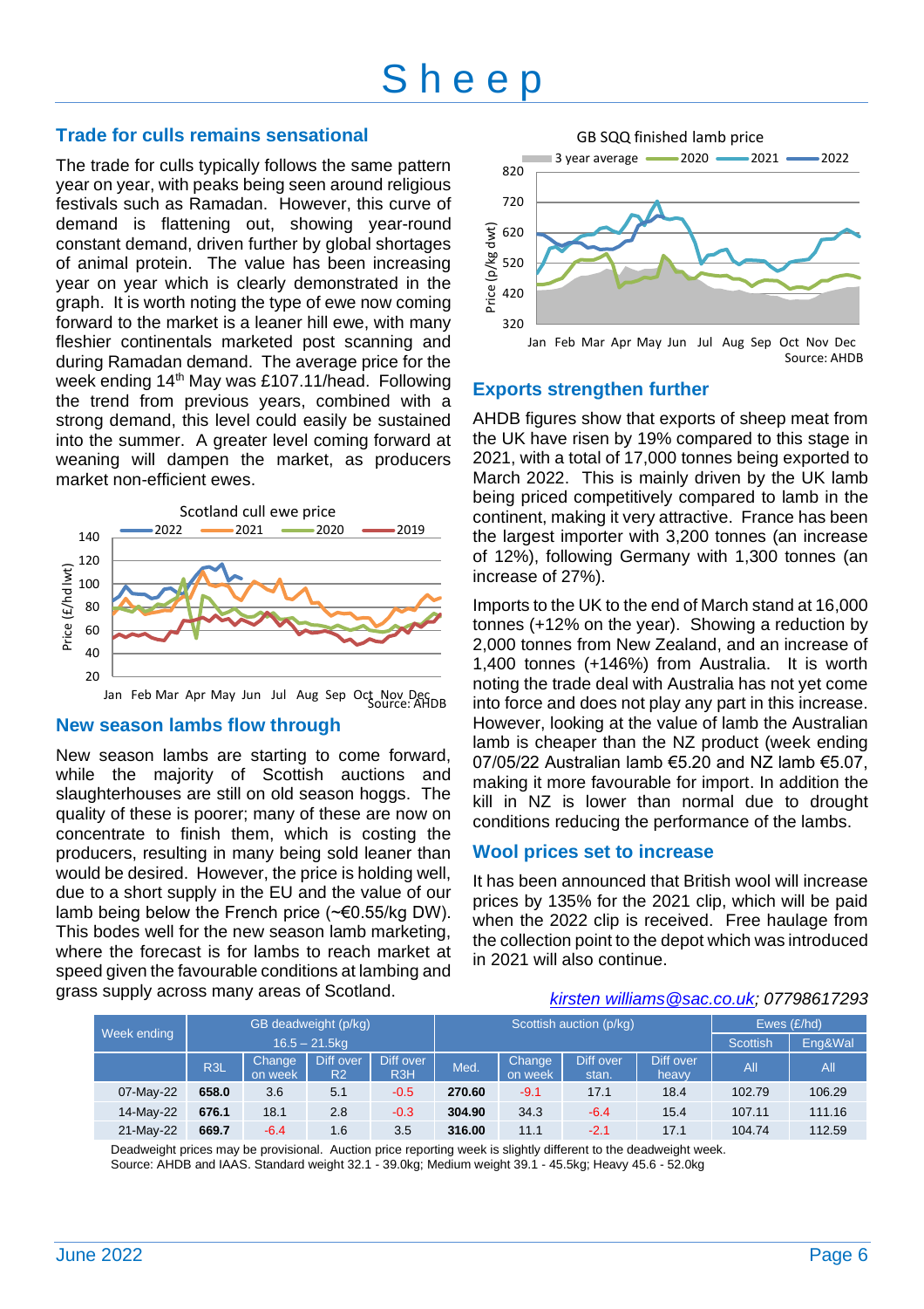# Sheep

## Trade for culls remains sensational

The trade for culls typically follows the same pattern year on year, with peaks being seen around religious festivals such as Ramadan. However, this curve of demand is flattening out, showing year-round constant demand, driven further by global shortages of animal protein. The value has been increasing year on year which is clearly demonstrated in the graph. It is worth noting the type of ewe now coming forward to the market is a leaner hill ewe, with many fleshier continentals marketed post scanning and during Ramadan demand. The average price for the week ending 14th May was £107.11/head. Following the trend from previous years, combined with a strong demand, this level could easily be sustained into the summer. A greater level coming forward at weaning will dampen the market, as producers market non-efficient ewes.

Scotland cull ewe price

Source: AHDB

## New season lambs flow through

New season lambs are starting to come forward, while the majority of Scottish auctions and slaughterhouses are still on old season hoggs. The quality of these is poorer; many of these are now on concentrate to finish them, which is costing the producers, resulting in many being sold leaner than would be desired. However, the price is holding well, due to a short supply in the EU and the value of our lamb being below the French price (~€0.55/kg DW). This bodes well for the new season lamb marketing, where the forecast is for lambs to reach market at speed given the favourable conditions at lambing and grass supply across many areas of Scotland.

GB SQQ finished lamb price

Source: AHDB

## Exports strengthen further

AHDB figures show that exports of sheep meat from the UK have risen by 19% compared to this stage in 2021, with a total of 17,000 tonnes being exported to March 2022. This is mainly driven by the UK lamb being priced competitively compared to lamb in the continent, making it very attractive. France has been the largest importer with 3,200 tonnes (an increase of 12%), following Germany with 1,300 tonnes (an increase of 27%).

Imports to the UK to the end of March stand at 16,000 tonnes (+12% on the year). Showing a reduction by 2,000 tonnes from New Zealand, and an increase of 1,400 tonnes (+146%) from Australia. It is worth noting the trade deal with Australia has not yet come into force and does not play any part in this increase. However, looking at the value of lamb the Australian lamb is cheaper than the NZ product (week ending 07/05/22 Australian lamb €5.20 and NZ lamb €5.07, making it more favourable for import. In addition the kill in NZ is lower than normal due to drought conditions reducing the performance of the lambs.

## Wool prices set to increase

It has been announced that British wool will increase prices by 135% for the 2021 clip, which will be paid when the 2022 clip is received. Free haulage from the collection point to the depot which was introduced in 2021 will also continue.

*kirsten williams@sac.co.uk; 07798617293*

| Week ending | GB deadweight (p/kg) 16.5 – 21.5kg | | | | Scottish auction (p/kg) | | | | Ewes (£/hd) Scottish | Ewes (£/hd) Eng&Wal |
|---|---|---|---|---|---|---|---|---|---|---|
| | R3L | Change on week | Diff over R2 | Diff over R3H | Med. | Change on week | Diff over stan. | Diff over heavy | All | All |
| 07-May-22 | **658.0** | 3.6 | 5.1 | -0.5 | **270.60** | -9.1 | 17.1 | 18.4 | 102.79 | 106.29 |
| 14-May-22 | **676.1** | 18.1 | 2.8 | -0.3 | **304.90** | 34.3 | -6.4 | 15.4 | 107.11 | 111.16 |
| 21-May-22 | **669.7** | -6.4 | 1.6 | 3.5 | **316.00** | 11.1 | -2.1 | 17.1 | 104.74 | 112.59 |

Deadweight prices may be provisional. Auction price reporting week is slightly different to the deadweight week.
Source: AHDB and IAAS. Standard weight 32.1 - 39.0kg; Medium weight 39.1 - 45.5kg; Heavy 45.6 - 52.0kg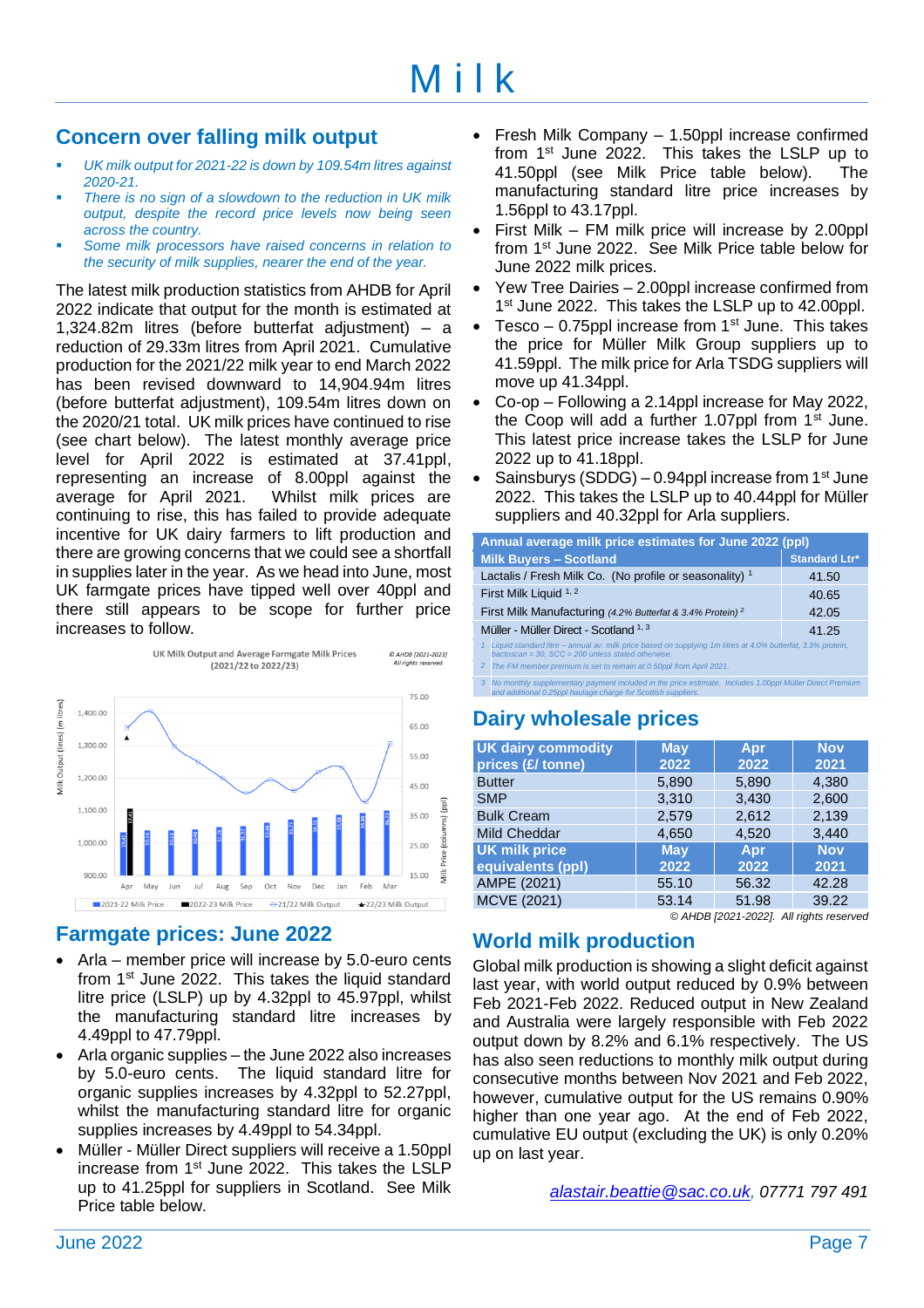# Milk

## Concern over falling milk output

- *UK milk output for 2021-22 is down by 109.54m litres against 2020-21.*
- *There is no sign of a slowdown to the reduction in UK milk output, despite the record price levels now being seen across the country.*
- *Some milk processors have raised concerns in relation to the security of milk supplies, nearer the end of the year.*

The latest milk production statistics from AHDB for April 2022 indicate that output for the month is estimated at 1,324.82m litres (before butterfat adjustment) – a reduction of 29.33m litres from April 2021. Cumulative production for the 2021/22 milk year to end March 2022 has been revised downward to 14,904.94m litres (before butterfat adjustment), 109.54m litres down on the 2020/21 total. UK milk prices have continued to rise (see chart below). The latest monthly average price level for April 2022 is estimated at 37.41ppl, representing an increase of 8.00ppl against the average for April 2021. Whilst milk prices are continuing to rise, this has failed to provide adequate incentive for UK dairy farmers to lift production and there are growing concerns that we could see a shortfall in supplies later in the year. As we head into June, most UK farmgate prices have tipped well over 40ppl and there still appears to be scope for further price increases to follow.

UK Milk Output and Average Farmgate Milk Prices (2021/22 to 2022/23)

© AHDB [2021-2023] All rights reserved

## Farmgate prices: June 2022

- Arla – member price will increase by 5.0-euro cents from 1st June 2022. This takes the liquid standard litre price (LSLP) up by 4.32ppl to 45.97ppl, whilst the manufacturing standard litre increases by 4.49ppl to 47.79ppl.
- Arla organic supplies – the June 2022 also increases by 5.0-euro cents. The liquid standard litre for organic supplies increases by 4.32ppl to 52.27ppl, whilst the manufacturing standard litre for organic supplies increases by 4.49ppl to 54.34ppl.
- Müller - Müller Direct suppliers will receive a 1.50ppl increase from 1st June 2022. This takes the LSLP up to 41.25ppl for suppliers in Scotland. See Milk Price table below.
- Fresh Milk Company – 1.50ppl increase confirmed from 1st June 2022. This takes the LSLP up to 41.50ppl (see Milk Price table below). The manufacturing standard litre price increases by 1.56ppl to 43.17ppl.
- First Milk – FM milk price will increase by 2.00ppl from 1st June 2022. See Milk Price table below for June 2022 milk prices.
- Yew Tree Dairies – 2.00ppl increase confirmed from 1st June 2022. This takes the LSLP up to 42.00ppl.
- Tesco – 0.75ppl increase from 1st June. This takes the price for Müller Milk Group suppliers up to 41.59ppl. The milk price for Arla TSDG suppliers will move up 41.34ppl.
- Co-op – Following a 2.14ppl increase for May 2022, the Coop will add a further 1.07ppl from 1st June. This latest price increase takes the LSLP for June 2022 up to 41.18ppl.
- Sainsburys (SDDG) – 0.94ppl increase from 1st June 2022. This takes the LSLP up to 40.44ppl for Müller suppliers and 40.32ppl for Arla suppliers.

| Annual average milk price estimates for June 2022 (ppl) | |
|---|---|
| **Milk Buyers – Scotland** | **Standard Ltr*** |
| Lactalis / Fresh Milk Co. (No profile or seasonality) [1] | 41.50 |
| First Milk Liquid [1, 2] | 40.65 |
| First Milk Manufacturing *(4.2% Butterfat & 3.4% Protein)* [2] | 42.05 |
| Müller - Müller Direct - Scotland [1, 3] | 41.25 |

*1 Liquid standard litre – annual av. milk price based on supplying 1m litres at 4.0% butterfat, 3.3% protein, bactoscan = 30, SCC = 200 unless stated otherwise.*

*2 The FM member premium is set to remain at 0.50ppl from April 2021.*

*3 No monthly supplementary payment included in the price estimate. Includes 1.00ppl Müller Direct Premium and additional 0.25ppl haulage charge for Scottish suppliers.*

## Dairy wholesale prices

| UK dairy commodity prices (£/ tonne) | May 2022 | Apr 2022 | Nov 2021 |
|---|---|---|---|
| Butter | 5,890 | 5,890 | 4,380 |
| SMP | 3,310 | 3,430 | 2,600 |
| Bulk Cream | 2,579 | 2,612 | 2,139 |
| Mild Cheddar | 4,650 | 4,520 | 3,440 |
| **UK milk price equivalents (ppl)** | **May 2022** | **Apr 2022** | **Nov 2021** |
| AMPE (2021) | 55.10 | 56.32 | 42.28 |
| MCVE (2021) | 53.14 | 51.98 | 39.22 |

*© AHDB [2021-2022]. All rights reserved*

## World milk production

Global milk production is showing a slight deficit against last year, with world output reduced by 0.9% between Feb 2021-Feb 2022. Reduced output in New Zealand and Australia were largely responsible with Feb 2022 output down by 8.2% and 6.1% respectively. The US has also seen reductions to monthly milk output during consecutive months between Nov 2021 and Feb 2022, however, cumulative output for the US remains 0.90% higher than one year ago. At the end of Feb 2022, cumulative EU output (excluding the UK) is only 0.20% up on last year.

*alastair.beattie@sac.co.uk, 07771 797 491*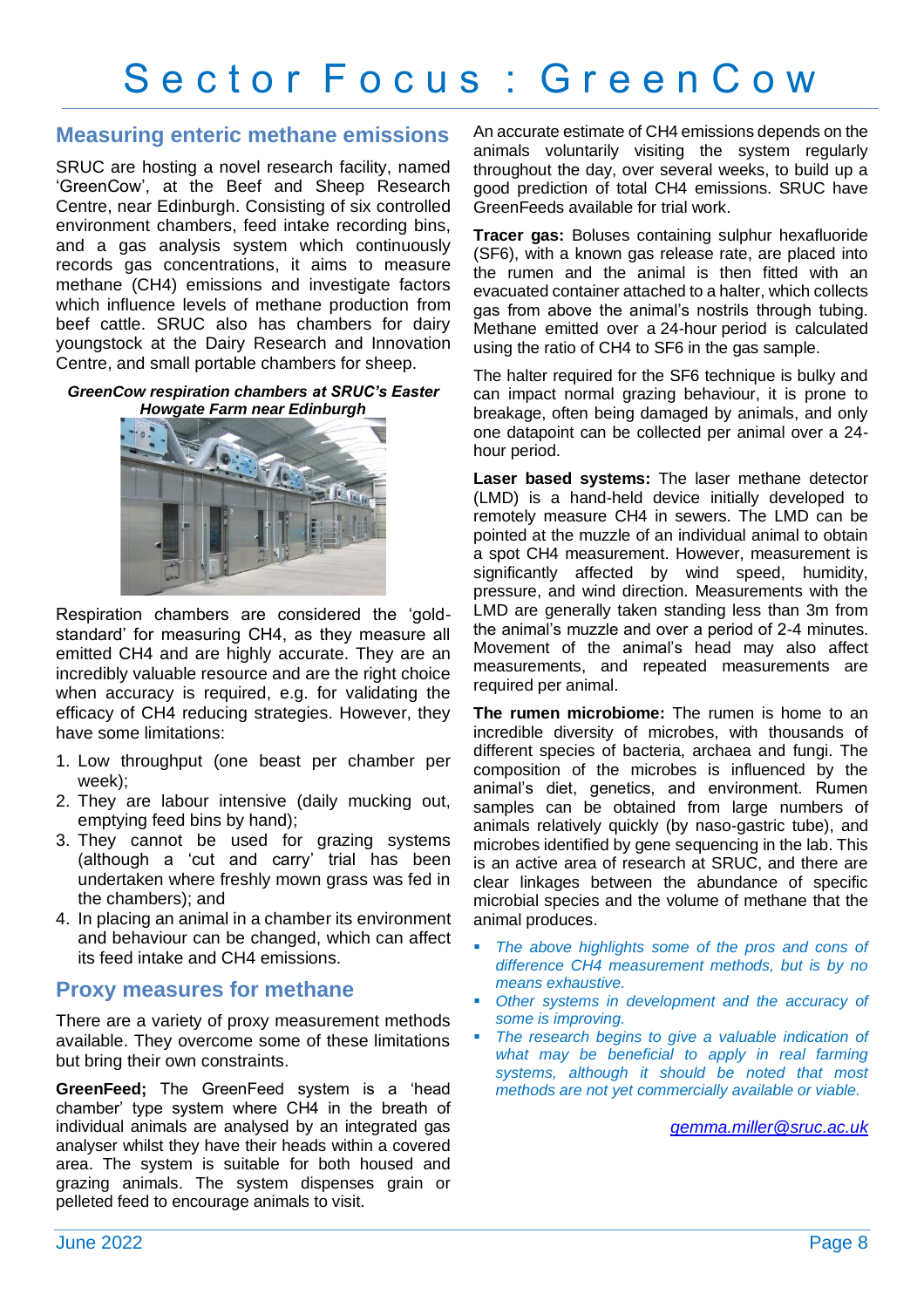# Sector Focus : GreenCow

## Measuring enteric methane emissions

SRUC are hosting a novel research facility, named 'GreenCow', at the Beef and Sheep Research Centre, near Edinburgh. Consisting of six controlled environment chambers, feed intake recording bins, and a gas analysis system which continuously records gas concentrations, it aims to measure methane ($CH_4$) emissions and investigate factors which influence levels of methane production from beef cattle. SRUC also has chambers for dairy youngstock at the Dairy Research and Innovation Centre, and small portable chambers for sheep.

***GreenCow respiration chambers at SRUC's Easter Howgate Farm near Edinburgh***

Respiration chambers are considered the 'gold-standard' for measuring $CH_4$, as they measure all emitted $CH_4$ and are highly accurate. They are an incredibly valuable resource and are the right choice when accuracy is required, e.g. for validating the efficacy of $CH_4$ reducing strategies. However, they have some limitations:

1. Low throughput (one beast per chamber per week);
2. They are labour intensive (daily mucking out, emptying feed bins by hand);
3. They cannot be used for grazing systems (although a 'cut and carry' trial has been undertaken where freshly mown grass was fed in the chambers); and
4. In placing an animal in a chamber its environment and behaviour can be changed, which can affect its feed intake and $CH_4$ emissions.

## Proxy measures for methane

There are a variety of proxy measurement methods available. They overcome some of these limitations but bring their own constraints.

**GreenFeed;** The GreenFeed system is a 'head chamber' type system where $CH_4$ in the breath of individual animals are analysed by an integrated gas analyser whilst they have their heads within a covered area. The system is suitable for both housed and grazing animals. The system dispenses grain or pelleted feed to encourage animals to visit.

An accurate estimate of $CH_4$ emissions depends on the animals voluntarily visiting the system regularly throughout the day, over several weeks, to build up a good prediction of total $CH_4$ emissions. SRUC have GreenFeeds available for trial work.

**Tracer gas:** Boluses containing sulphur hexafluoride ($SF_6$), with a known gas release rate, are placed into the rumen and the animal is then fitted with an evacuated container attached to a halter, which collects gas from above the animal's nostrils through tubing. Methane emitted over a 24-hour period is calculated using the ratio of $CH_4$ to $SF_6$ in the gas sample.

The halter required for the $SF_6$ technique is bulky and can impact normal grazing behaviour, it is prone to breakage, often being damaged by animals, and only one datapoint can be collected per animal over a 24-hour period.

**Laser based systems:** The laser methane detector (LMD) is a hand-held device initially developed to remotely measure $CH_4$ in sewers. The LMD can be pointed at the muzzle of an individual animal to obtain a spot $CH_4$ measurement. However, measurement is significantly affected by wind speed, humidity, pressure, and wind direction. Measurements with the LMD are generally taken standing less than 3m from the animal's muzzle and over a period of 2-4 minutes. Movement of the animal's head may also affect measurements, and repeated measurements are required per animal.

**The rumen microbiome:** The rumen is home to an incredible diversity of microbes, with thousands of different species of bacteria, archaea and fungi. The composition of the microbes is influenced by the animal's diet, genetics, and environment. Rumen samples can be obtained from large numbers of animals relatively quickly (by naso-gastric tube), and microbes identified by gene sequencing in the lab. This is an active area of research at SRUC, and there are clear linkages between the abundance of specific microbial species and the volume of methane that the animal produces.

- *The above highlights some of the pros and cons of difference $CH_4$ measurement methods, but is by no means exhaustive.*
- *Other systems in development and the accuracy of some is improving.*
- *The research begins to give a valuable indication of what may be beneficial to apply in real farming systems, although it should be noted that most methods are not yet commercially available or viable.*

*gemma.miller@sruc.ac.uk*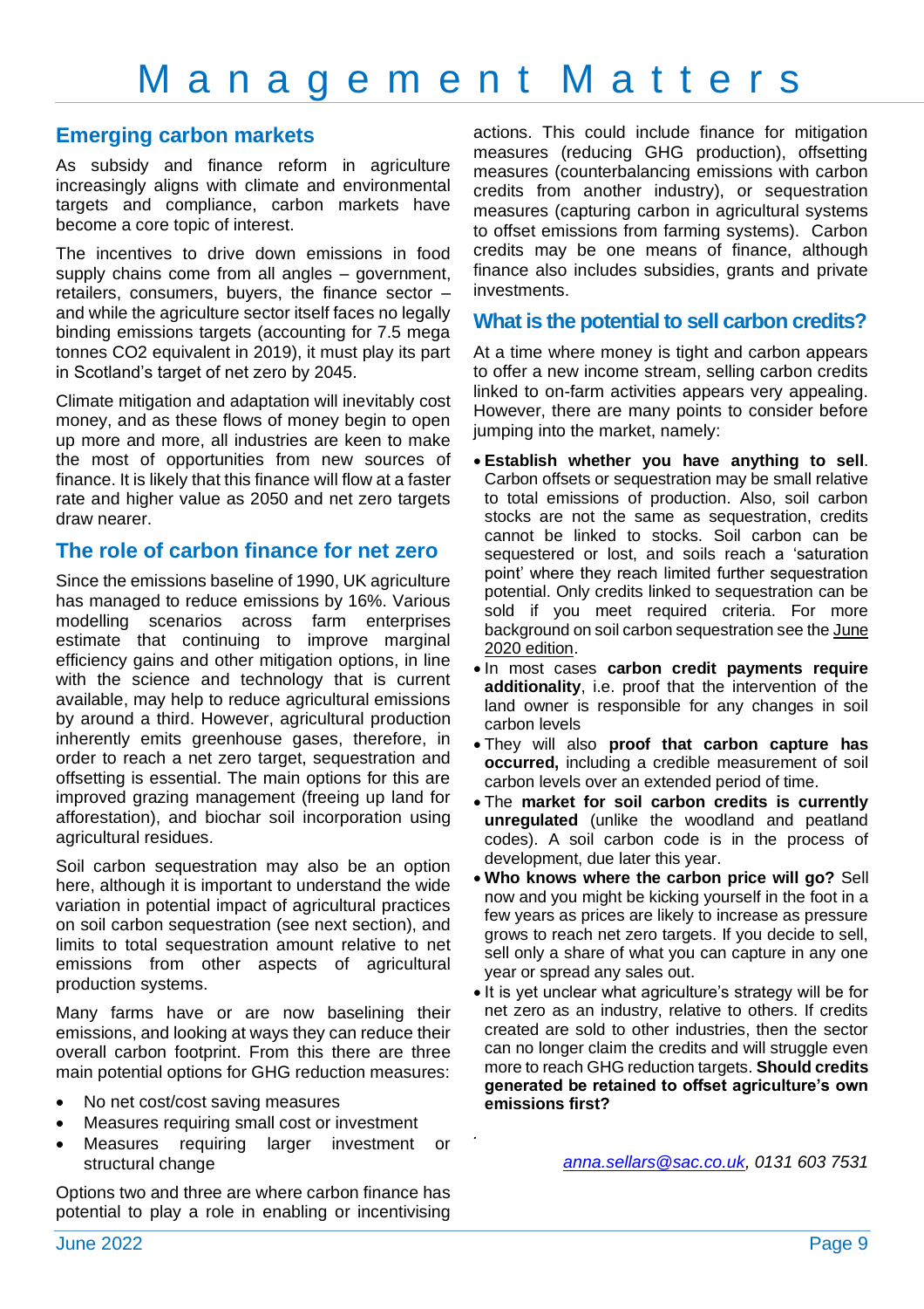## Emerging carbon markets

As subsidy and finance reform in agriculture increasingly aligns with climate and environmental targets and compliance, carbon markets have become a core topic of interest.

The incentives to drive down emissions in food supply chains come from all angles – government, retailers, consumers, buyers, the finance sector – and while the agriculture sector itself faces no legally binding emissions targets (accounting for 7.5 mega tonnes $CO_2$ equivalent in 2019), it must play its part in Scotland's target of net zero by 2045.

Climate mitigation and adaptation will inevitably cost money, and as these flows of money begin to open up more and more, all industries are keen to make the most of opportunities from new sources of finance. It is likely that this finance will flow at a faster rate and higher value as 2050 and net zero targets draw nearer.

## The role of carbon finance for net zero

Since the emissions baseline of 1990, UK agriculture has managed to reduce emissions by 16%. Various modelling scenarios across farm enterprises estimate that continuing to improve marginal efficiency gains and other mitigation options, in line with the science and technology that is current available, may help to reduce agricultural emissions by around a third. However, agricultural production inherently emits greenhouse gases, therefore, in order to reach a net zero target, sequestration and offsetting is essential. The main options for this are improved grazing management (freeing up land for afforestation), and biochar soil incorporation using agricultural residues.

Soil carbon sequestration may also be an option here, although it is important to understand the wide variation in potential impact of agricultural practices on soil carbon sequestration (see next section), and limits to total sequestration amount relative to net emissions from other aspects of agricultural production systems.

Many farms have or are now baselining their emissions, and looking at ways they can reduce their overall carbon footprint. From this there are three main potential options for GHG reduction measures:

- No net cost/cost saving measures
- Measures requiring small cost or investment
- Measures requiring larger investment or structural change

Options two and three are where carbon finance has potential to play a role in enabling or incentivising actions. This could include finance for mitigation measures (reducing GHG production), offsetting measures (counterbalancing emissions with carbon credits from another industry), or sequestration measures (capturing carbon in agricultural systems to offset emissions from farming systems). Carbon credits may be one means of finance, although finance also includes subsidies, grants and private investments.

## What is the potential to sell carbon credits?

At a time where money is tight and carbon appears to offer a new income stream, selling carbon credits linked to on-farm activities appears very appealing. However, there are many points to consider before jumping into the market, namely:

- **Establish whether you have anything to sell**. Carbon offsets or sequestration may be small relative to total emissions of production. Also, soil carbon stocks are not the same as sequestration, credits cannot be linked to stocks. Soil carbon can be sequestered or lost, and soils reach a 'saturation point' where they reach limited further sequestration potential. Only credits linked to sequestration can be sold if you meet required criteria. For more background on soil carbon sequestration see the June 2020 edition.
- In most cases **carbon credit payments require additionality**, i.e. proof that the intervention of the land owner is responsible for any changes in soil carbon levels
- They will also **proof that carbon capture has occurred,** including a credible measurement of soil carbon levels over an extended period of time.
- The **market for soil carbon credits is currently unregulated** (unlike the woodland and peatland codes). A soil carbon code is in the process of development, due later this year.
- **Who knows where the carbon price will go?** Sell now and you might be kicking yourself in the foot in a few years as prices are likely to increase as pressure grows to reach net zero targets. If you decide to sell, sell only a share of what you can capture in any one year or spread any sales out.
- It is yet unclear what agriculture's strategy will be for net zero as an industry, relative to others. If credits created are sold to other industries, then the sector can no longer claim the credits and will struggle even more to reach GHG reduction targets. **Should credits generated be retained to offset agriculture's own emissions first?**

*anna.sellars@sac.co.uk, 0131 603 7531*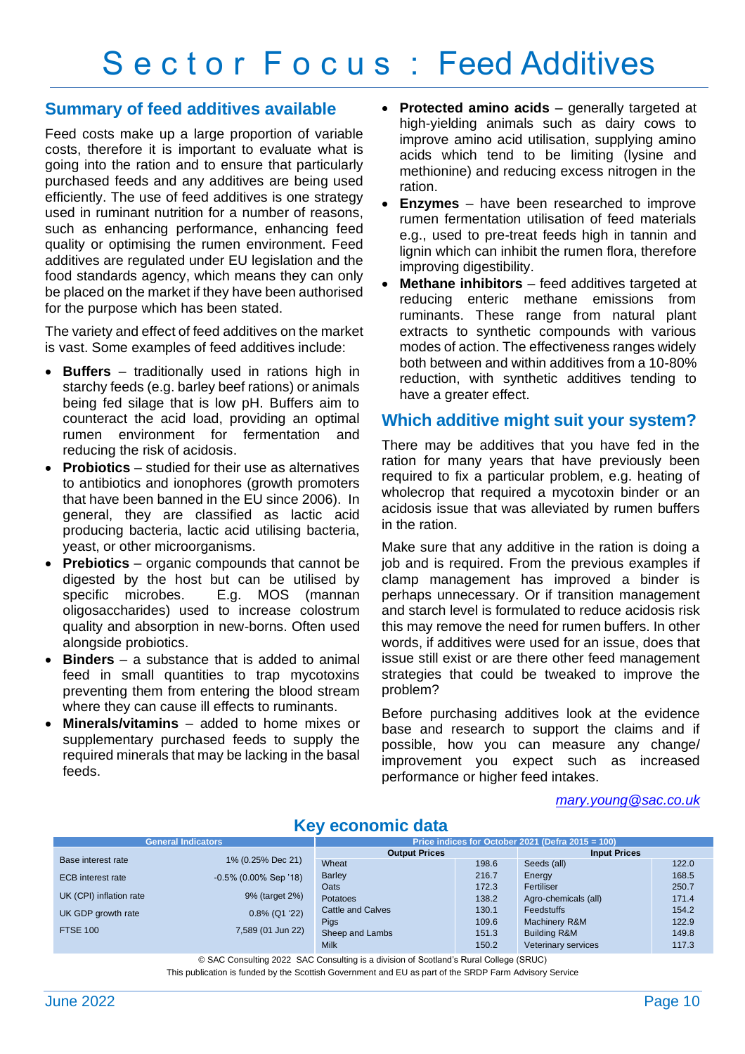# Sector Focus : Feed Additives

## Summary of feed additives available

Feed costs make up a large proportion of variable costs, therefore it is important to evaluate what is going into the ration and to ensure that particularly purchased feeds and any additives are being used efficiently. The use of feed additives is one strategy used in ruminant nutrition for a number of reasons, such as enhancing performance, enhancing feed quality or optimising the rumen environment. Feed additives are regulated under EU legislation and the food standards agency, which means they can only be placed on the market if they have been authorised for the purpose which has been stated.

The variety and effect of feed additives on the market is vast. Some examples of feed additives include:

- **Buffers** – traditionally used in rations high in starchy feeds (e.g. barley beef rations) or animals being fed silage that is low pH. Buffers aim to counteract the acid load, providing an optimal rumen environment for fermentation and reducing the risk of acidosis.
- **Probiotics** – studied for their use as alternatives to antibiotics and ionophores (growth promoters that have been banned in the EU since 2006). In general, they are classified as lactic acid producing bacteria, lactic acid utilising bacteria, yeast, or other microorganisms.
- **Prebiotics** – organic compounds that cannot be digested by the host but can be utilised by specific microbes. E.g. MOS (mannan oligosaccharides) used to increase colostrum quality and absorption in new-borns. Often used alongside probiotics.
- **Binders** – a substance that is added to animal feed in small quantities to trap mycotoxins preventing them from entering the blood stream where they can cause ill effects to ruminants.
- **Minerals/vitamins** – added to home mixes or supplementary purchased feeds to supply the required minerals that may be lacking in the basal feeds.
- **Protected amino acids** – generally targeted at high-yielding animals such as dairy cows to improve amino acid utilisation, supplying amino acids which tend to be limiting (lysine and methionine) and reducing excess nitrogen in the ration.
- **Enzymes** – have been researched to improve rumen fermentation utilisation of feed materials e.g., used to pre-treat feeds high in tannin and lignin which can inhibit the rumen flora, therefore improving digestibility.
- **Methane inhibitors** – feed additives targeted at reducing enteric methane emissions from ruminants. These range from natural plant extracts to synthetic compounds with various modes of action. The effectiveness ranges widely both between and within additives from a 10-80% reduction, with synthetic additives tending to have a greater effect.

## Which additive might suit your system?

There may be additives that you have fed in the ration for many years that have previously been required to fix a particular problem, e.g. heating of wholecrop that required a mycotoxin binder or an acidosis issue that was alleviated by rumen buffers in the ration.

Make sure that any additive in the ration is doing a job and is required. From the previous examples if clamp management has improved a binder is perhaps unnecessary. Or if transition management and starch level is formulated to reduce acidosis risk this may remove the need for rumen buffers. In other words, if additives were used for an issue, does that issue still exist or are there other feed management strategies that could be tweaked to improve the problem?

Before purchasing additives look at the evidence base and research to support the claims and if possible, how you can measure any change/ improvement you expect such as increased performance or higher feed intakes.

*mary.young@sac.co.uk*

## Key economic data

| General Indicators | | Price indices for October 2021 (Defra 2015 = 100) | | | |
|---|---|---|---|---|---|
| | | Output Prices | | Input Prices | |
| Base interest rate | 1% (0.25% Dec 21) | Wheat | 198.6 | Seeds (all) | 122.0 |
| ECB interest rate | -0.5% (0.00% Sep '18) | Barley | 216.7 | Energy | 168.5 |
| UK (CPI) inflation rate | 9% (target 2%) | Oats | 172.3 | Fertiliser | 250.7 |
| UK GDP growth rate | 0.8% (Q1 '22) | Potatoes | 138.2 | Agro-chemicals (all) | 171.4 |
| FTSE 100 | 7,589 (01 Jun 22) | Cattle and Calves | 130.1 | Feedstuffs | 154.2 |
| | | Pigs | 109.6 | Machinery R&M | 122.9 |
| | | Sheep and Lambs | 151.3 | Building R&M | 149.8 |
| | | Milk | 150.2 | Veterinary services | 117.3 |

© SAC Consulting 2022 SAC Consulting is a division of Scotland's Rural College (SRUC)

This publication is funded by the Scottish Government and EU as part of the SRDP Farm Advisory Service

June 2022